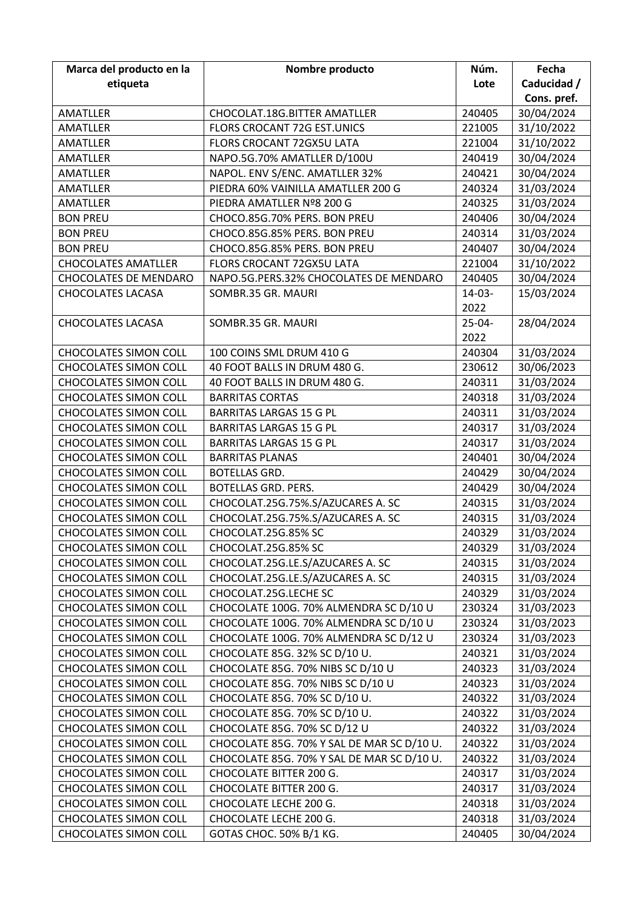| Marca del producto en la etiqueta | Nombre producto | Núm. Lote | Fecha Caducidad / Cons. pref. |
|---|---|---|---|
| AMATLLER | CHOCOLAT.18G.BITTER AMATLLER | 240405 | 30/04/2024 |
| AMATLLER | FLORS CROCANT 72G EST.UNICS | 221005 | 31/10/2022 |
| AMATLLER | FLORS CROCANT 72GX5U LATA | 221004 | 31/10/2022 |
| AMATLLER | NAPO.5G.70% AMATLLER D/100U | 240419 | 30/04/2024 |
| AMATLLER | NAPOL. ENV S/ENC. AMATLLER 32% | 240421 | 30/04/2024 |
| AMATLLER | PIEDRA 60% VAINILLA AMATLLER 200 G | 240324 | 31/03/2024 |
| AMATLLER | PIEDRA AMATLLER Nº8 200 G | 240325 | 31/03/2024 |
| BON PREU | CHOCO.85G.70% PERS. BON PREU | 240406 | 30/04/2024 |
| BON PREU | CHOCO.85G.85% PERS. BON PREU | 240314 | 31/03/2024 |
| BON PREU | CHOCO.85G.85% PERS. BON PREU | 240407 | 30/04/2024 |
| CHOCOLATES AMATLLER | FLORS CROCANT 72GX5U LATA | 221004 | 31/10/2022 |
| CHOCOLATES DE MENDARO | NAPO.5G.PERS.32% CHOCOLATES DE MENDARO | 240405 | 30/04/2024 |
| CHOCOLATES LACASA | SOMBR.35 GR. MAURI | 14-03-2022 | 15/03/2024 |
| CHOCOLATES LACASA | SOMBR.35 GR. MAURI | 25-04-2022 | 28/04/2024 |
| CHOCOLATES SIMON COLL | 100 COINS SML DRUM 410 G | 240304 | 31/03/2024 |
| CHOCOLATES SIMON COLL | 40 FOOT BALLS IN DRUM 480 G. | 230612 | 30/06/2023 |
| CHOCOLATES SIMON COLL | 40 FOOT BALLS IN DRUM 480 G. | 240311 | 31/03/2024 |
| CHOCOLATES SIMON COLL | BARRITAS CORTAS | 240318 | 31/03/2024 |
| CHOCOLATES SIMON COLL | BARRITAS LARGAS 15 G PL | 240311 | 31/03/2024 |
| CHOCOLATES SIMON COLL | BARRITAS LARGAS 15 G PL | 240317 | 31/03/2024 |
| CHOCOLATES SIMON COLL | BARRITAS LARGAS 15 G PL | 240317 | 31/03/2024 |
| CHOCOLATES SIMON COLL | BARRITAS PLANAS | 240401 | 30/04/2024 |
| CHOCOLATES SIMON COLL | BOTELLAS GRD. | 240429 | 30/04/2024 |
| CHOCOLATES SIMON COLL | BOTELLAS GRD. PERS. | 240429 | 30/04/2024 |
| CHOCOLATES SIMON COLL | CHOCOLAT.25G.75%.S/AZUCARES A. SC | 240315 | 31/03/2024 |
| CHOCOLATES SIMON COLL | CHOCOLAT.25G.75%.S/AZUCARES A. SC | 240315 | 31/03/2024 |
| CHOCOLATES SIMON COLL | CHOCOLAT.25G.85% SC | 240329 | 31/03/2024 |
| CHOCOLATES SIMON COLL | CHOCOLAT.25G.85% SC | 240329 | 31/03/2024 |
| CHOCOLATES SIMON COLL | CHOCOLAT.25G.LE.S/AZUCARES A. SC | 240315 | 31/03/2024 |
| CHOCOLATES SIMON COLL | CHOCOLAT.25G.LE.S/AZUCARES A. SC | 240315 | 31/03/2024 |
| CHOCOLATES SIMON COLL | CHOCOLAT.25G.LECHE SC | 240329 | 31/03/2024 |
| CHOCOLATES SIMON COLL | CHOCOLATE 100G. 70% ALMENDRA SC D/10 U | 230324 | 31/03/2023 |
| CHOCOLATES SIMON COLL | CHOCOLATE 100G. 70% ALMENDRA SC D/10 U | 230324 | 31/03/2023 |
| CHOCOLATES SIMON COLL | CHOCOLATE 100G. 70% ALMENDRA SC D/12 U | 230324 | 31/03/2023 |
| CHOCOLATES SIMON COLL | CHOCOLATE 85G. 32% SC D/10 U. | 240321 | 31/03/2024 |
| CHOCOLATES SIMON COLL | CHOCOLATE 85G. 70% NIBS SC D/10 U | 240323 | 31/03/2024 |
| CHOCOLATES SIMON COLL | CHOCOLATE 85G. 70% NIBS SC D/10 U | 240323 | 31/03/2024 |
| CHOCOLATES SIMON COLL | CHOCOLATE 85G. 70% SC D/10 U. | 240322 | 31/03/2024 |
| CHOCOLATES SIMON COLL | CHOCOLATE 85G. 70% SC D/10 U. | 240322 | 31/03/2024 |
| CHOCOLATES SIMON COLL | CHOCOLATE 85G. 70% SC D/12 U | 240322 | 31/03/2024 |
| CHOCOLATES SIMON COLL | CHOCOLATE 85G. 70% Y SAL DE MAR SC D/10 U. | 240322 | 31/03/2024 |
| CHOCOLATES SIMON COLL | CHOCOLATE 85G. 70% Y SAL DE MAR SC D/10 U. | 240322 | 31/03/2024 |
| CHOCOLATES SIMON COLL | CHOCOLATE BITTER 200 G. | 240317 | 31/03/2024 |
| CHOCOLATES SIMON COLL | CHOCOLATE BITTER 200 G. | 240317 | 31/03/2024 |
| CHOCOLATES SIMON COLL | CHOCOLATE LECHE 200 G. | 240318 | 31/03/2024 |
| CHOCOLATES SIMON COLL | CHOCOLATE LECHE 200 G. | 240318 | 31/03/2024 |
| CHOCOLATES SIMON COLL | GOTAS CHOC. 50% B/1 KG. | 240405 | 30/04/2024 |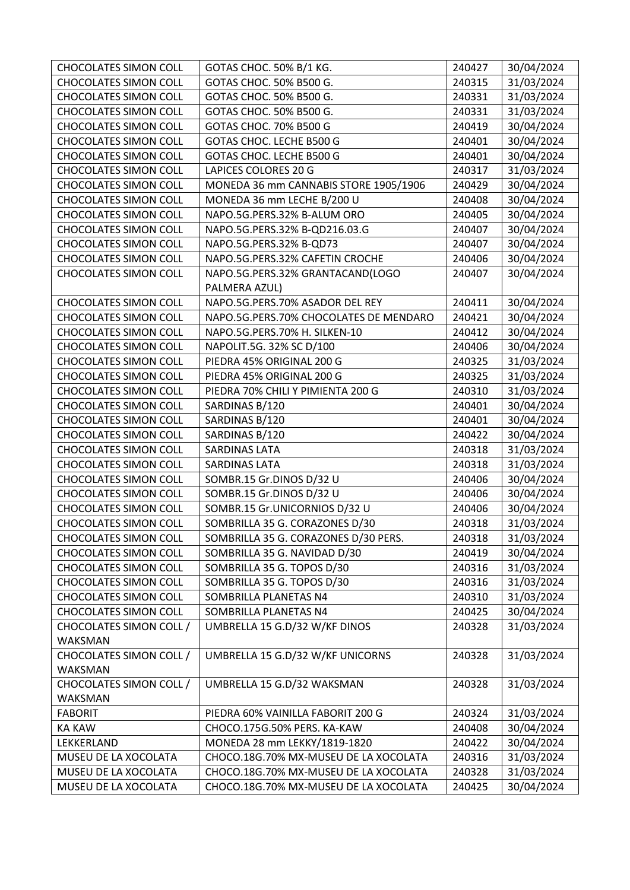| | | | |
|---|---|---|---|
| CHOCOLATES SIMON COLL | GOTAS CHOC. 50% B/1 KG. | 240427 | 30/04/2024 |
| CHOCOLATES SIMON COLL | GOTAS CHOC. 50% B500 G. | 240315 | 31/03/2024 |
| CHOCOLATES SIMON COLL | GOTAS CHOC. 50% B500 G. | 240331 | 31/03/2024 |
| CHOCOLATES SIMON COLL | GOTAS CHOC. 50% B500 G. | 240331 | 31/03/2024 |
| CHOCOLATES SIMON COLL | GOTAS CHOC. 70% B500 G | 240419 | 30/04/2024 |
| CHOCOLATES SIMON COLL | GOTAS CHOC. LECHE B500 G | 240401 | 30/04/2024 |
| CHOCOLATES SIMON COLL | GOTAS CHOC. LECHE B500 G | 240401 | 30/04/2024 |
| CHOCOLATES SIMON COLL | LAPICES COLORES 20 G | 240317 | 31/03/2024 |
| CHOCOLATES SIMON COLL | MONEDA 36 mm CANNABIS STORE 1905/1906 | 240429 | 30/04/2024 |
| CHOCOLATES SIMON COLL | MONEDA 36 mm LECHE B/200 U | 240408 | 30/04/2024 |
| CHOCOLATES SIMON COLL | NAPO.5G.PERS.32% B-ALUM ORO | 240405 | 30/04/2024 |
| CHOCOLATES SIMON COLL | NAPO.5G.PERS.32% B-QD216.03.G | 240407 | 30/04/2024 |
| CHOCOLATES SIMON COLL | NAPO.5G.PERS.32% B-QD73 | 240407 | 30/04/2024 |
| CHOCOLATES SIMON COLL | NAPO.5G.PERS.32% CAFETIN CROCHE | 240406 | 30/04/2024 |
| CHOCOLATES SIMON COLL | NAPO.5G.PERS.32% GRANTACAND(LOGO PALMERA AZUL) | 240407 | 30/04/2024 |
| CHOCOLATES SIMON COLL | NAPO.5G.PERS.70% ASADOR DEL REY | 240411 | 30/04/2024 |
| CHOCOLATES SIMON COLL | NAPO.5G.PERS.70% CHOCOLATES DE MENDARO | 240421 | 30/04/2024 |
| CHOCOLATES SIMON COLL | NAPO.5G.PERS.70% H. SILKEN-10 | 240412 | 30/04/2024 |
| CHOCOLATES SIMON COLL | NAPOLIT.5G. 32% SC D/100 | 240406 | 30/04/2024 |
| CHOCOLATES SIMON COLL | PIEDRA 45% ORIGINAL 200 G | 240325 | 31/03/2024 |
| CHOCOLATES SIMON COLL | PIEDRA 45% ORIGINAL 200 G | 240325 | 31/03/2024 |
| CHOCOLATES SIMON COLL | PIEDRA 70% CHILI Y PIMIENTA 200 G | 240310 | 31/03/2024 |
| CHOCOLATES SIMON COLL | SARDINAS B/120 | 240401 | 30/04/2024 |
| CHOCOLATES SIMON COLL | SARDINAS B/120 | 240401 | 30/04/2024 |
| CHOCOLATES SIMON COLL | SARDINAS B/120 | 240422 | 30/04/2024 |
| CHOCOLATES SIMON COLL | SARDINAS LATA | 240318 | 31/03/2024 |
| CHOCOLATES SIMON COLL | SARDINAS LATA | 240318 | 31/03/2024 |
| CHOCOLATES SIMON COLL | SOMBR.15 Gr.DINOS D/32 U | 240406 | 30/04/2024 |
| CHOCOLATES SIMON COLL | SOMBR.15 Gr.DINOS D/32 U | 240406 | 30/04/2024 |
| CHOCOLATES SIMON COLL | SOMBR.15 Gr.UNICORNIOS D/32 U | 240406 | 30/04/2024 |
| CHOCOLATES SIMON COLL | SOMBRILLA 35 G. CORAZONES D/30 | 240318 | 31/03/2024 |
| CHOCOLATES SIMON COLL | SOMBRILLA 35 G. CORAZONES D/30 PERS. | 240318 | 31/03/2024 |
| CHOCOLATES SIMON COLL | SOMBRILLA 35 G. NAVIDAD D/30 | 240419 | 30/04/2024 |
| CHOCOLATES SIMON COLL | SOMBRILLA 35 G. TOPOS D/30 | 240316 | 31/03/2024 |
| CHOCOLATES SIMON COLL | SOMBRILLA 35 G. TOPOS D/30 | 240316 | 31/03/2024 |
| CHOCOLATES SIMON COLL | SOMBRILLA PLANETAS N4 | 240310 | 31/03/2024 |
| CHOCOLATES SIMON COLL | SOMBRILLA PLANETAS N4 | 240425 | 30/04/2024 |
| CHOCOLATES SIMON COLL / WAKSMAN | UMBRELLA 15 G.D/32 W/KF DINOS | 240328 | 31/03/2024 |
| CHOCOLATES SIMON COLL / WAKSMAN | UMBRELLA 15 G.D/32 W/KF UNICORNS | 240328 | 31/03/2024 |
| CHOCOLATES SIMON COLL / WAKSMAN | UMBRELLA 15 G.D/32 WAKSMAN | 240328 | 31/03/2024 |
| FABORIT | PIEDRA 60% VAINILLA FABORIT 200 G | 240324 | 31/03/2024 |
| KA KAW | CHOCO.175G.50% PERS. KA-KAW | 240408 | 30/04/2024 |
| LEKKERLAND | MONEDA 28 mm LEKKY/1819-1820 | 240422 | 30/04/2024 |
| MUSEU DE LA XOCOLATA | CHOCO.18G.70% MX-MUSEU DE LA XOCOLATA | 240316 | 31/03/2024 |
| MUSEU DE LA XOCOLATA | CHOCO.18G.70% MX-MUSEU DE LA XOCOLATA | 240328 | 31/03/2024 |
| MUSEU DE LA XOCOLATA | CHOCO.18G.70% MX-MUSEU DE LA XOCOLATA | 240425 | 30/04/2024 |